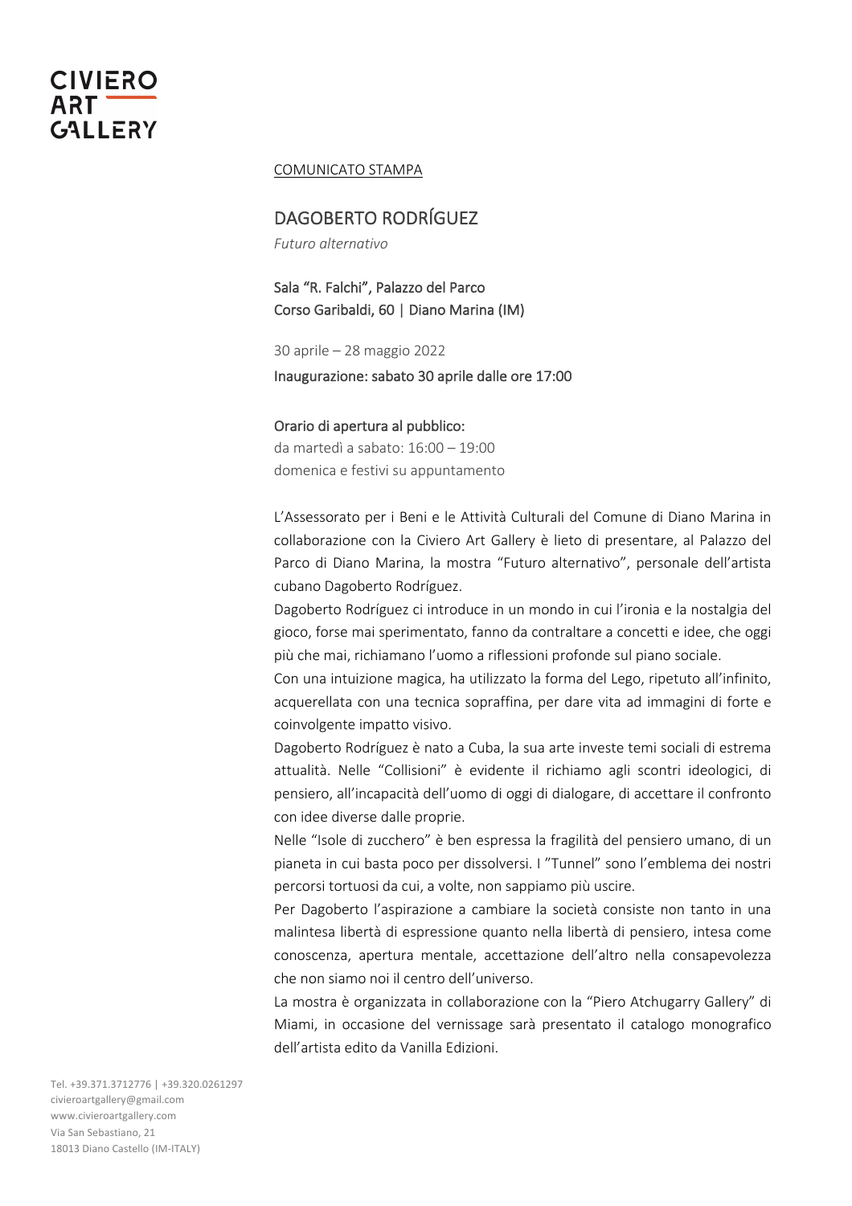CIVIERO ART GALLERY

COMUNICATO STAMPA

## DAGOBERTO RODRÍGUEZ

*Futuro alternativo*

Sala "R. Falchi", Palazzo del Parco
Corso Garibaldi, 60 | Diano Marina (IM)

30 aprile – 28 maggio 2022

Inaugurazione: sabato 30 aprile dalle ore 17:00

Orario di apertura al pubblico:
da martedì a sabato: 16:00 – 19:00
domenica e festivi su appuntamento

L'Assessorato per i Beni e le Attività Culturali del Comune di Diano Marina in collaborazione con la Civiero Art Gallery è lieto di presentare, al Palazzo del Parco di Diano Marina, la mostra "Futuro alternativo", personale dell'artista cubano Dagoberto Rodríguez.

Dagoberto Rodríguez ci introduce in un mondo in cui l'ironia e la nostalgia del gioco, forse mai sperimentato, fanno da contraltare a concetti e idee, che oggi più che mai, richiamano l'uomo a riflessioni profonde sul piano sociale.

Con una intuizione magica, ha utilizzato la forma del Lego, ripetuto all'infinito, acquerellata con una tecnica sopraffina, per dare vita ad immagini di forte e coinvolgente impatto visivo.

Dagoberto Rodríguez è nato a Cuba, la sua arte investe temi sociali di estrema attualità. Nelle "Collisioni" è evidente il richiamo agli scontri ideologici, di pensiero, all'incapacità dell'uomo di oggi di dialogare, di accettare il confronto con idee diverse dalle proprie.

Nelle "Isole di zucchero" è ben espressa la fragilità del pensiero umano, di un pianeta in cui basta poco per dissolversi. I "Tunnel" sono l'emblema dei nostri percorsi tortuosi da cui, a volte, non sappiamo più uscire.

Per Dagoberto l'aspirazione a cambiare la società consiste non tanto in una malintesa libertà di espressione quanto nella libertà di pensiero, intesa come conoscenza, apertura mentale, accettazione dell'altro nella consapevolezza che non siamo noi il centro dell'universo.

La mostra è organizzata in collaborazione con la "Piero Atchugarry Gallery" di Miami, in occasione del vernissage sarà presentato il catalogo monografico dell'artista edito da Vanilla Edizioni.

Tel. +39.371.3712776 | +39.320.0261297
civieroartgallery@gmail.com
www.civieroartgallery.com
Via San Sebastiano, 21
18013 Diano Castello (IM-ITALY)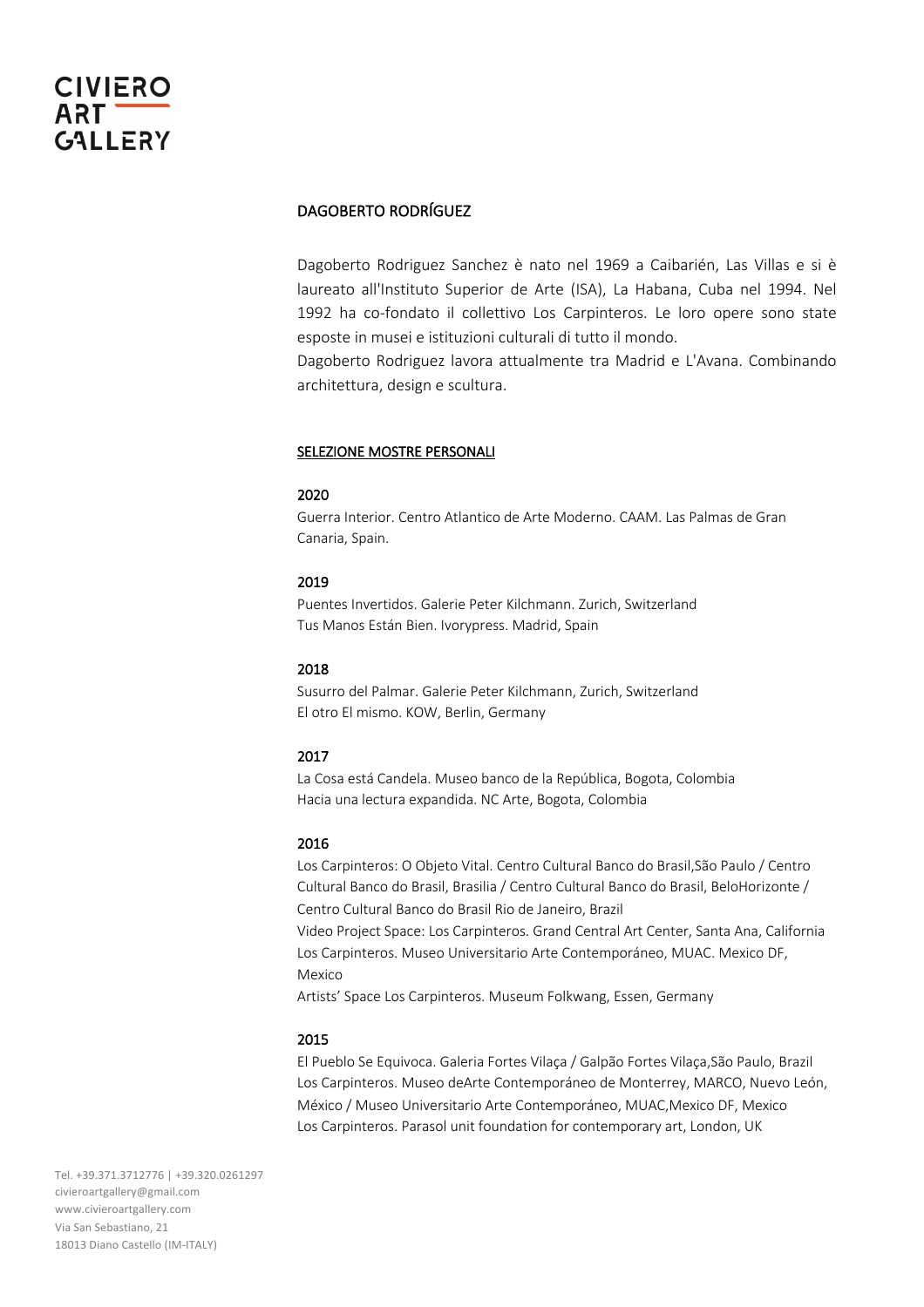# DAGOBERTO RODRÍGUEZ

Dagoberto Rodriguez Sanchez è nato nel 1969 a Caibarién, Las Villas e si è laureato all'Instituto Superior de Arte (ISA), La Habana, Cuba nel 1994. Nel 1992 ha co-fondato il collettivo Los Carpinteros. Le loro opere sono state esposte in musei e istituzioni culturali di tutto il mondo.
Dagoberto Rodriguez lavora attualmente tra Madrid e L'Avana. Combinando architettura, design e scultura.

## SELEZIONE MOSTRE PERSONALI

### 2020

Guerra Interior. Centro Atlantico de Arte Moderno. CAAM. Las Palmas de Gran Canaria, Spain.

### 2019

Puentes Invertidos. Galerie Peter Kilchmann. Zurich, Switzerland
Tus Manos Están Bien. Ivorypress. Madrid, Spain

### 2018

Susurro del Palmar. Galerie Peter Kilchmann, Zurich, Switzerland
El otro El mismo. KOW, Berlin, Germany

### 2017

La Cosa está Candela. Museo banco de la República, Bogota, Colombia
Hacia una lectura expandida. NC Arte, Bogota, Colombia

### 2016

Los Carpinteros: O Objeto Vital. Centro Cultural Banco do Brasil,São Paulo / Centro Cultural Banco do Brasil, Brasilia / Centro Cultural Banco do Brasil, BeloHorizonte / Centro Cultural Banco do Brasil Rio de Janeiro, Brazil
Video Project Space: Los Carpinteros. Grand Central Art Center, Santa Ana, California
Los Carpinteros. Museo Universitario Arte Contemporáneo, MUAC. Mexico DF, Mexico
Artists' Space Los Carpinteros. Museum Folkwang, Essen, Germany

### 2015

El Pueblo Se Equivoca. Galeria Fortes Vilaça / Galpão Fortes Vilaça,São Paulo, Brazil
Los Carpinteros. Museo deArte Contemporáneo de Monterrey, MARCO, Nuevo León, México / Museo Universitario Arte Contemporáneo, MUAC,Mexico DF, Mexico
Los Carpinteros. Parasol unit foundation for contemporary art, London, UK

Tel. +39.371.3712776 | +39.320.0261297
civieroartgallery@gmail.com
www.civieroartgallery.com
Via San Sebastiano, 21
18013 Diano Castello (IM-ITALY)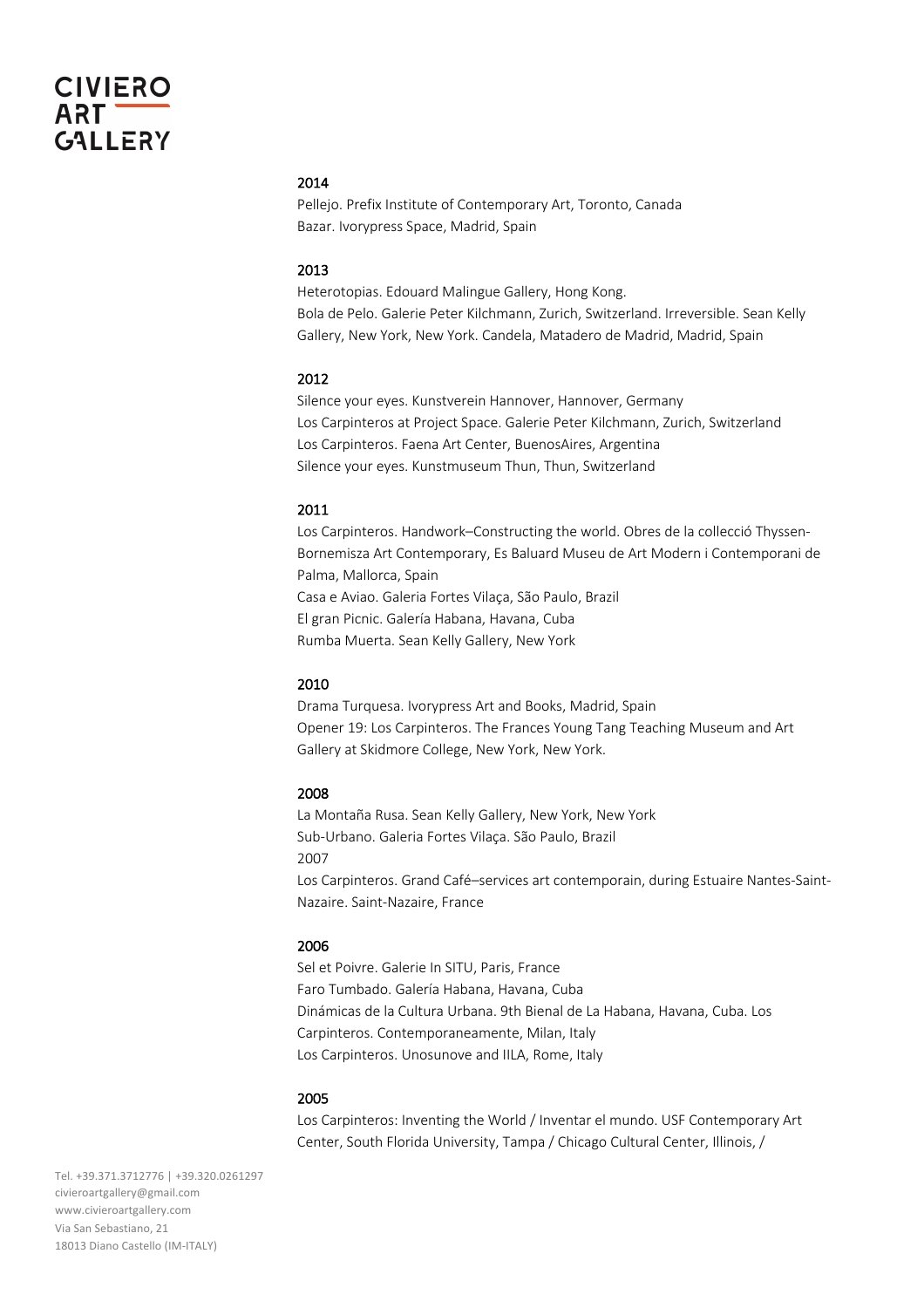**2014**

Pellejo. Prefix Institute of Contemporary Art, Toronto, Canada
Bazar. Ivorypress Space, Madrid, Spain

**2013**

Heterotopias. Edouard Malingue Gallery, Hong Kong.
Bola de Pelo. Galerie Peter Kilchmann, Zurich, Switzerland. Irreversible. Sean Kelly Gallery, New York, New York. Candela, Matadero de Madrid, Madrid, Spain

**2012**

Silence your eyes. Kunstverein Hannover, Hannover, Germany
Los Carpinteros at Project Space. Galerie Peter Kilchmann, Zurich, Switzerland
Los Carpinteros. Faena Art Center, BuenosAires, Argentina
Silence your eyes. Kunstmuseum Thun, Thun, Switzerland

**2011**

Los Carpinteros. Handwork–Constructing the world. Obres de la collecció Thyssen-Bornemisza Art Contemporary, Es Baluard Museu de Art Modern i Contemporani de Palma, Mallorca, Spain
Casa e Aviao. Galeria Fortes Vilaça, São Paulo, Brazil
El gran Picnic. Galería Habana, Havana, Cuba
Rumba Muerta. Sean Kelly Gallery, New York

**2010**

Drama Turquesa. Ivorypress Art and Books, Madrid, Spain
Opener 19: Los Carpinteros. The Frances Young Tang Teaching Museum and Art Gallery at Skidmore College, New York, New York.

**2008**

La Montaña Rusa. Sean Kelly Gallery, New York, New York
Sub-Urbano. Galeria Fortes Vilaça. São Paulo, Brazil
2007
Los Carpinteros. Grand Café–services art contemporain, during Estuaire Nantes-Saint-Nazaire. Saint-Nazaire, France

**2006**

Sel et Poivre. Galerie In SITU, Paris, France
Faro Tumbado. Galería Habana, Havana, Cuba
Dinámicas de la Cultura Urbana. 9th Bienal de La Habana, Havana, Cuba. Los Carpinteros. Contemporaneamente, Milan, Italy
Los Carpinteros. Unosunove and IILA, Rome, Italy

**2005**

Los Carpinteros: Inventing the World / Inventar el mundo. USF Contemporary Art Center, South Florida University, Tampa / Chicago Cultural Center, Illinois, /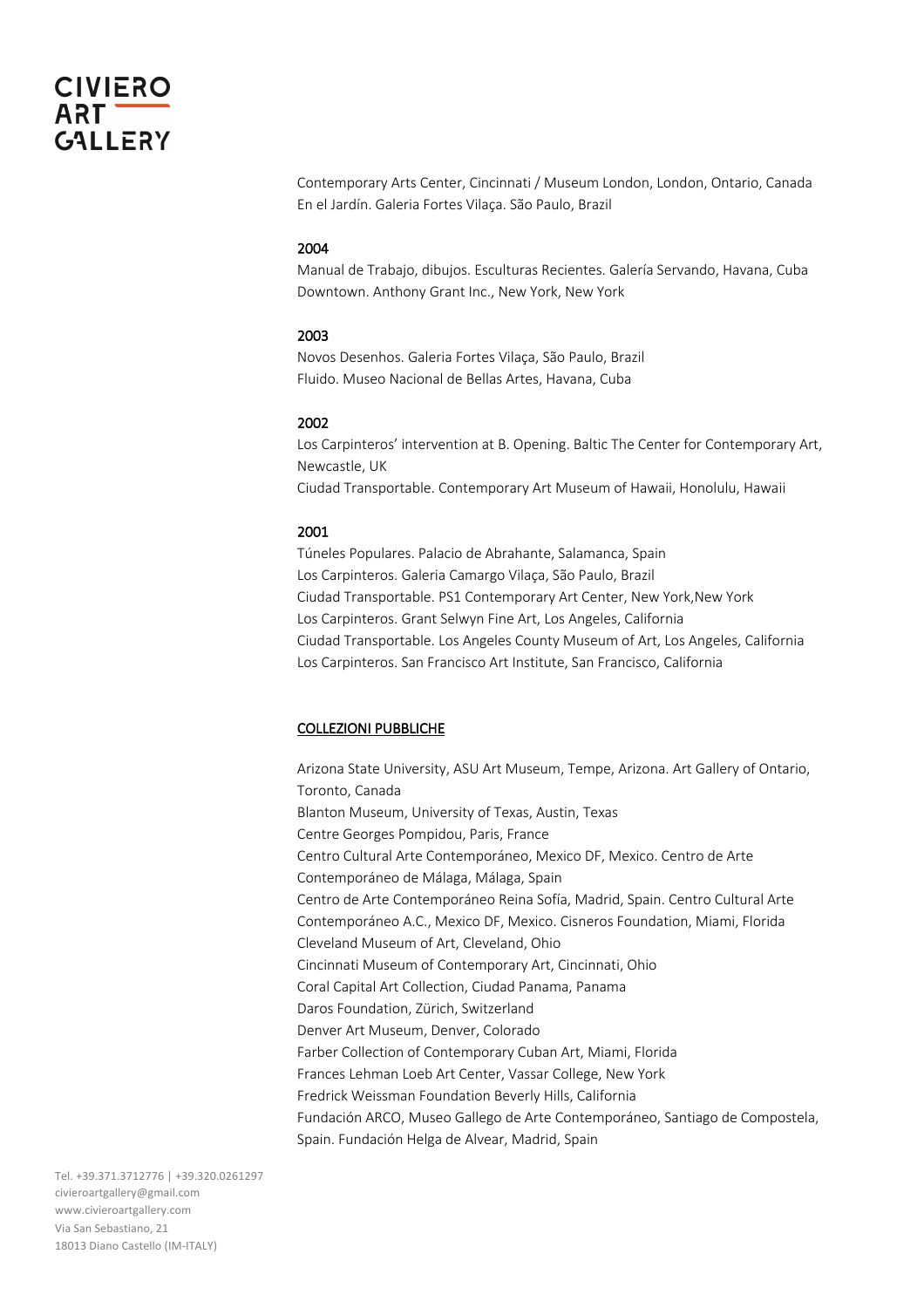Contemporary Arts Center, Cincinnati / Museum London, London, Ontario, Canada
En el Jardín. Galeria Fortes Vilaça. São Paulo, Brazil

2004

Manual de Trabajo, dibujos. Esculturas Recientes. Galería Servando, Havana, Cuba
Downtown. Anthony Grant Inc., New York, New York

2003

Novos Desenhos. Galeria Fortes Vilaça, São Paulo, Brazil
Fluido. Museo Nacional de Bellas Artes, Havana, Cuba

2002

Los Carpinteros' intervention at B. Opening. Baltic The Center for Contemporary Art, Newcastle, UK
Ciudad Transportable. Contemporary Art Museum of Hawaii, Honolulu, Hawaii

2001

Túneles Populares. Palacio de Abrahante, Salamanca, Spain
Los Carpinteros. Galeria Camargo Vilaça, São Paulo, Brazil
Ciudad Transportable. PS1 Contemporary Art Center, New York,New York
Los Carpinteros. Grant Selwyn Fine Art, Los Angeles, California
Ciudad Transportable. Los Angeles County Museum of Art, Los Angeles, California
Los Carpinteros. San Francisco Art Institute, San Francisco, California

COLLEZIONI PUBBLICHE

Arizona State University, ASU Art Museum, Tempe, Arizona. Art Gallery of Ontario, Toronto, Canada
Blanton Museum, University of Texas, Austin, Texas
Centre Georges Pompidou, Paris, France
Centro Cultural Arte Contemporáneo, Mexico DF, Mexico. Centro de Arte Contemporáneo de Málaga, Málaga, Spain
Centro de Arte Contemporáneo Reina Sofía, Madrid, Spain. Centro Cultural Arte Contemporáneo A.C., Mexico DF, Mexico. Cisneros Foundation, Miami, Florida
Cleveland Museum of Art, Cleveland, Ohio
Cincinnati Museum of Contemporary Art, Cincinnati, Ohio
Coral Capital Art Collection, Ciudad Panama, Panama
Daros Foundation, Zürich, Switzerland
Denver Art Museum, Denver, Colorado
Farber Collection of Contemporary Cuban Art, Miami, Florida
Frances Lehman Loeb Art Center, Vassar College, New York
Fredrick Weissman Foundation Beverly Hills, California
Fundación ARCO, Museo Gallego de Arte Contemporáneo, Santiago de Compostela, Spain. Fundación Helga de Alvear, Madrid, Spain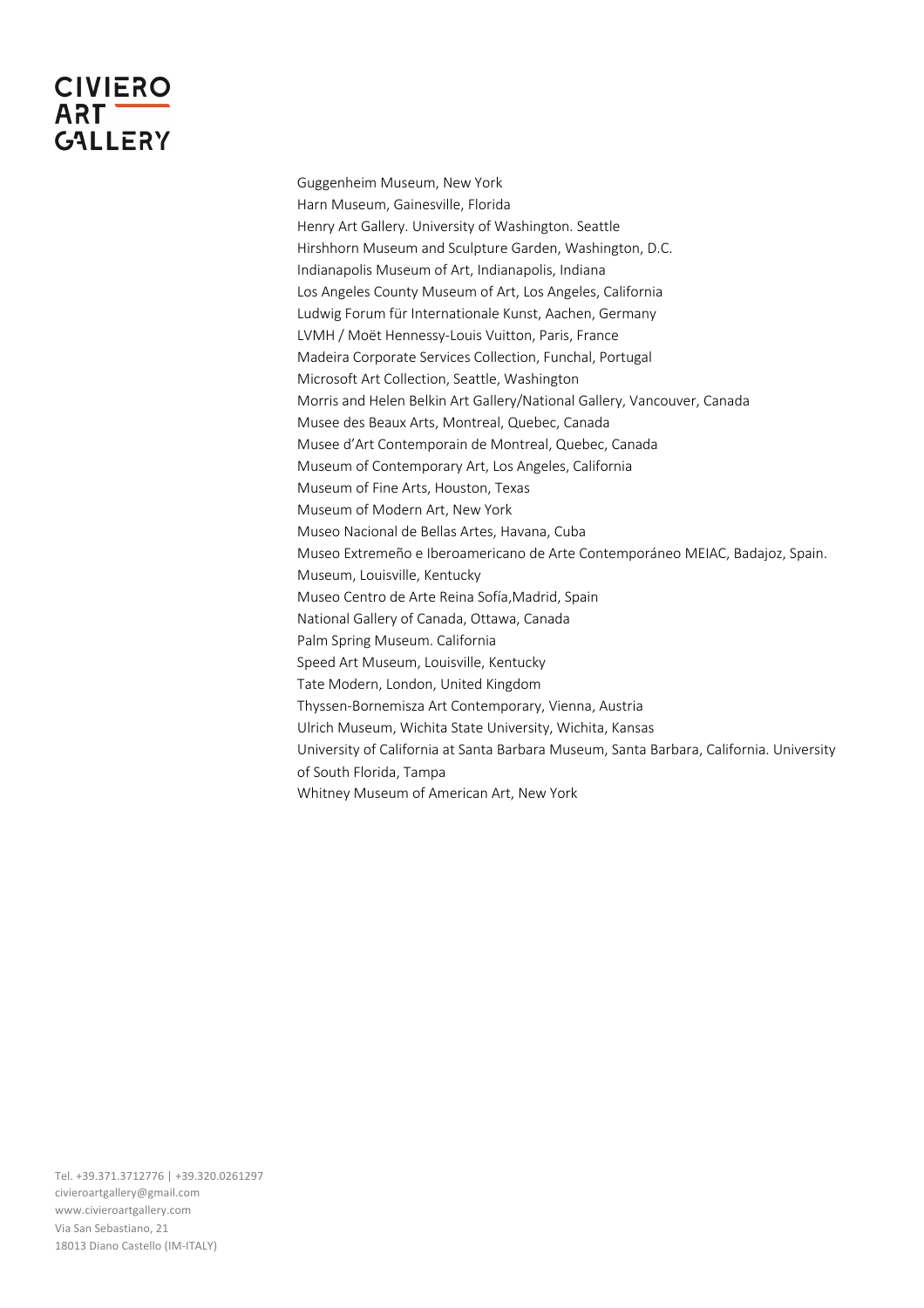Guggenheim Museum, New York
Harn Museum, Gainesville, Florida
Henry Art Gallery. University of Washington. Seattle
Hirshhorn Museum and Sculpture Garden, Washington, D.C.
Indianapolis Museum of Art, Indianapolis, Indiana
Los Angeles County Museum of Art, Los Angeles, California
Ludwig Forum für Internationale Kunst, Aachen, Germany
LVMH / Moët Hennessy-Louis Vuitton, Paris, France
Madeira Corporate Services Collection, Funchal, Portugal
Microsoft Art Collection, Seattle, Washington
Morris and Helen Belkin Art Gallery/National Gallery, Vancouver, Canada
Musee des Beaux Arts, Montreal, Quebec, Canada
Musee d'Art Contemporain de Montreal, Quebec, Canada
Museum of Contemporary Art, Los Angeles, California
Museum of Fine Arts, Houston, Texas
Museum of Modern Art, New York
Museo Nacional de Bellas Artes, Havana, Cuba
Museo Extremeño e Iberoamericano de Arte Contemporáneo MEIAC, Badajoz, Spain.
Museum, Louisville, Kentucky
Museo Centro de Arte Reina Sofía,Madrid, Spain
National Gallery of Canada, Ottawa, Canada
Palm Spring Museum. California
Speed Art Museum, Louisville, Kentucky
Tate Modern, London, United Kingdom
Thyssen-Bornemisza Art Contemporary, Vienna, Austria
Ulrich Museum, Wichita State University, Wichita, Kansas
University of California at Santa Barbara Museum, Santa Barbara, California. University of South Florida, Tampa
Whitney Museum of American Art, New York